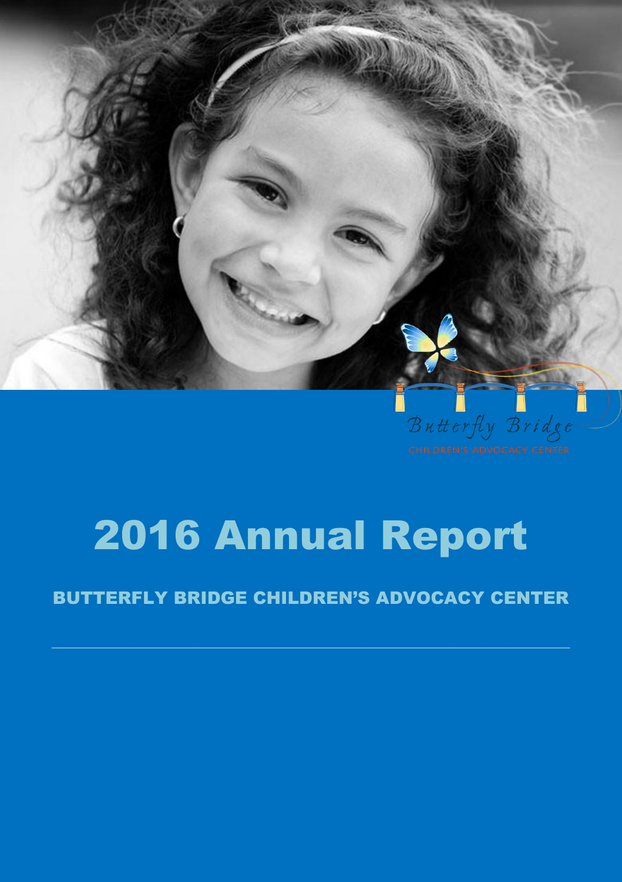Butterfly Bridge

CHILDREN'S ADVOCACY CENTER

# 2016 Annual Report

## BUTTERFLY BRIDGE CHILDREN'S ADVOCACY CENTER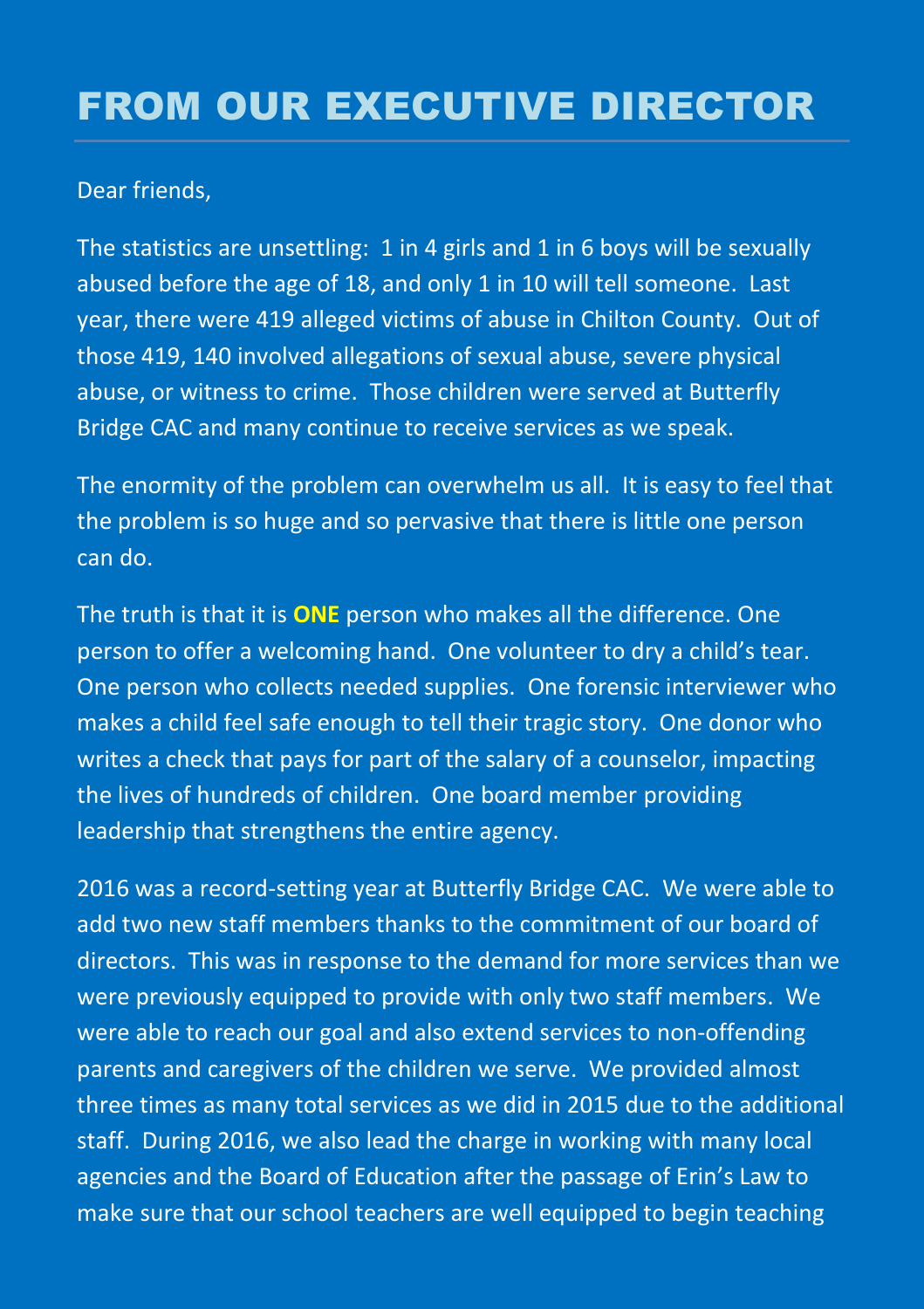# FROM OUR EXECUTIVE DIRECTOR

Dear friends,

The statistics are unsettling: 1 in 4 girls and 1 in 6 boys will be sexually abused before the age of 18, and only 1 in 10 will tell someone. Last year, there were 419 alleged victims of abuse in Chilton County. Out of those 419, 140 involved allegations of sexual abuse, severe physical abuse, or witness to crime. Those children were served at Butterfly Bridge CAC and many continue to receive services as we speak.

The enormity of the problem can overwhelm us all. It is easy to feel that the problem is so huge and so pervasive that there is little one person can do.

The truth is that it is **ONE** person who makes all the difference. One person to offer a welcoming hand. One volunteer to dry a child's tear. One person who collects needed supplies. One forensic interviewer who makes a child feel safe enough to tell their tragic story. One donor who writes a check that pays for part of the salary of a counselor, impacting the lives of hundreds of children. One board member providing leadership that strengthens the entire agency.

2016 was a record-setting year at Butterfly Bridge CAC. We were able to add two new staff members thanks to the commitment of our board of directors. This was in response to the demand for more services than we were previously equipped to provide with only two staff members. We were able to reach our goal and also extend services to non-offending parents and caregivers of the children we serve. We provided almost three times as many total services as we did in 2015 due to the additional staff. During 2016, we also lead the charge in working with many local agencies and the Board of Education after the passage of Erin's Law to make sure that our school teachers are well equipped to begin teaching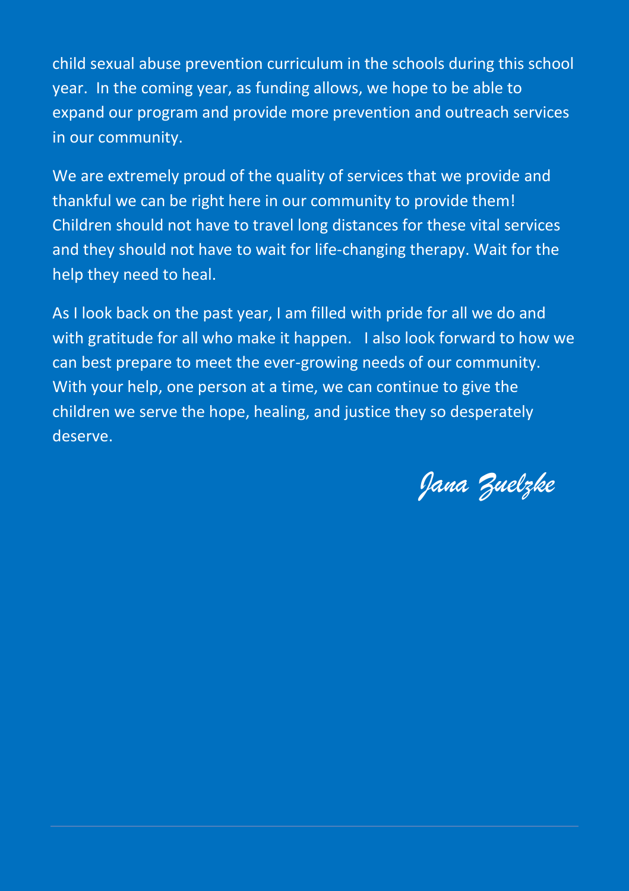child sexual abuse prevention curriculum in the schools during this school year. In the coming year, as funding allows, we hope to be able to expand our program and provide more prevention and outreach services in our community.

We are extremely proud of the quality of services that we provide and thankful we can be right here in our community to provide them! Children should not have to travel long distances for these vital services and they should not have to wait for life-changing therapy. Wait for the help they need to heal.

As I look back on the past year, I am filled with pride for all we do and with gratitude for all who make it happen. I also look forward to how we can best prepare to meet the ever-growing needs of our community. With your help, one person at a time, we can continue to give the children we serve the hope, healing, and justice they so desperately deserve.

*Jana Zuelzke*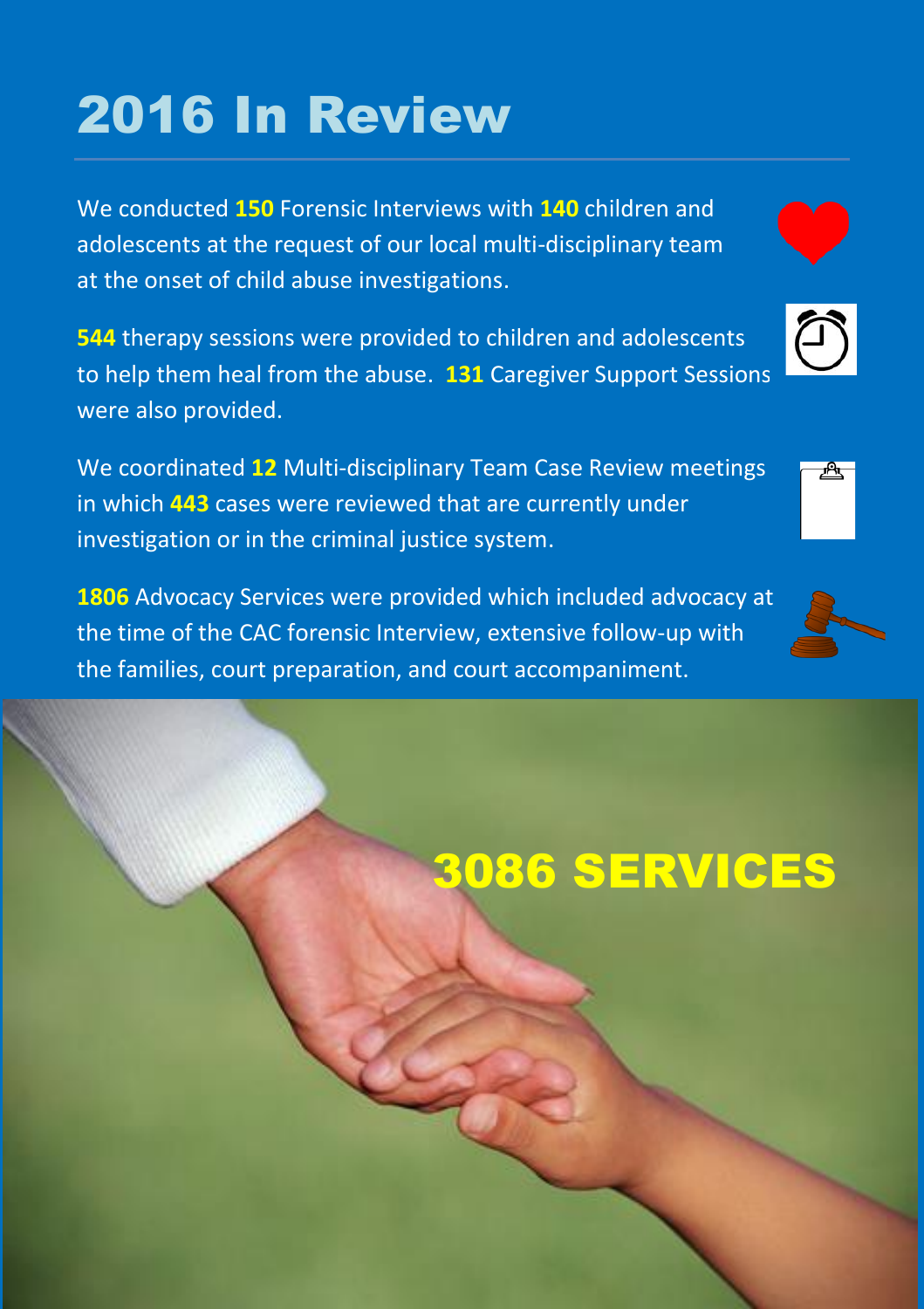# 2016 In Review

We conducted **150** Forensic Interviews with **140** children and adolescents at the request of our local multi-disciplinary team at the onset of child abuse investigations.

**544** therapy sessions were provided to children and adolescents to help them heal from the abuse. **131** Caregiver Support Sessions were also provided.

We coordinated **12** Multi-disciplinary Team Case Review meetings in which **443** cases were reviewed that are currently under investigation or in the criminal justice system.

**1806** Advocacy Services were provided which included advocacy at the time of the CAC forensic Interview, extensive follow-up with the families, court preparation, and court accompaniment.

**3086 SERVICES**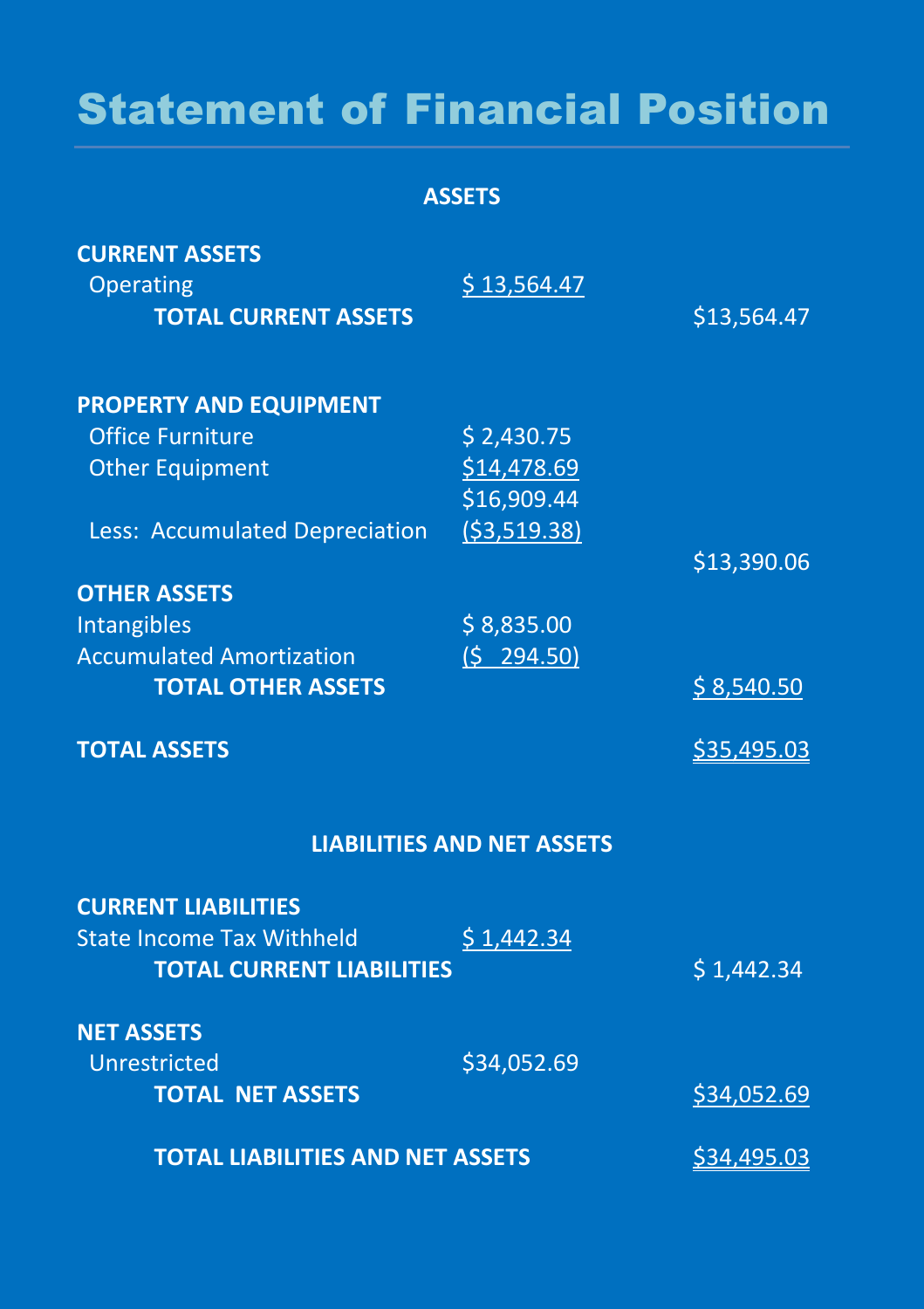# Statement of Financial Position

## ASSETS

| | | |
|---|---|---|
| **CURRENT ASSETS** | | |
| Operating | $ 13,564.47 | |
| **TOTAL CURRENT ASSETS** | | $13,564.47 |
| | | |
| **PROPERTY AND EQUIPMENT** | | |
| Office Furniture | $ 2,430.75 | |
| Other Equipment | $14,478.69 | |
| | $16,909.44 | |
| Less: Accumulated Depreciation | ($3,519.38) | |
| | | $13,390.06 |
| **OTHER ASSETS** | | |
| Intangibles | $ 8,835.00 | |
| Accumulated Amortization | ($ 294.50) | |
| **TOTAL OTHER ASSETS** | | $ 8,540.50 |
| | | |
| **TOTAL ASSETS** | | $35,495.03 |

## LIABILITIES AND NET ASSETS

| | | |
|---|---|---|
| **CURRENT LIABILITIES** | | |
| State Income Tax Withheld | $ 1,442.34 | |
| **TOTAL CURRENT LIABILITIES** | | $ 1,442.34 |
| | | |
| **NET ASSETS** | | |
| Unrestricted | $34,052.69 | |
| **TOTAL NET ASSETS** | | $34,052.69 |
| | | |
| **TOTAL LIABILITIES AND NET ASSETS** | | $34,495.03 |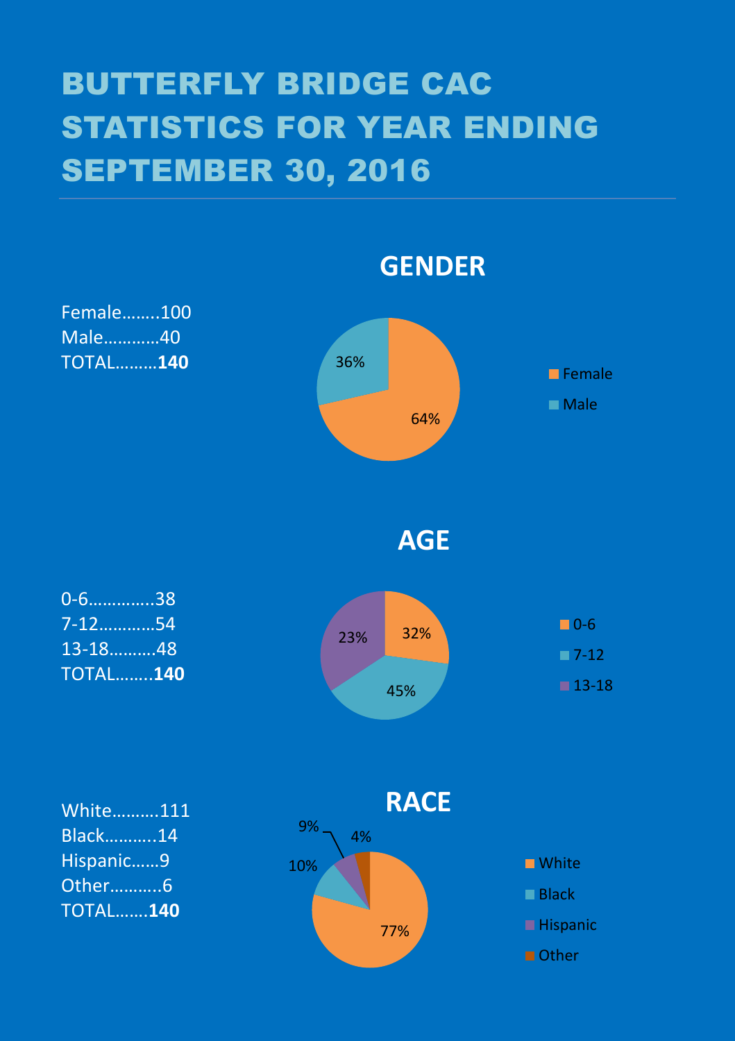# BUTTERFLY BRIDGE CAC STATISTICS FOR YEAR ENDING SEPTEMBER 30, 2016

## GENDER

Female……..100
Male…………40
TOTAL………**140**

36%
64%

- Female
- Male

## AGE

0-6…………..38
7-12…………54
13-18……….48
TOTAL……..**140**

23%
32%
45%

- 0-6
- 7-12
- 13-18

## RACE

White……….111
Black………..14
Hispanic……9
Other………..6
TOTAL…….**140**

9%
4%
10%
77%

- White
- Black
- Hispanic
- Other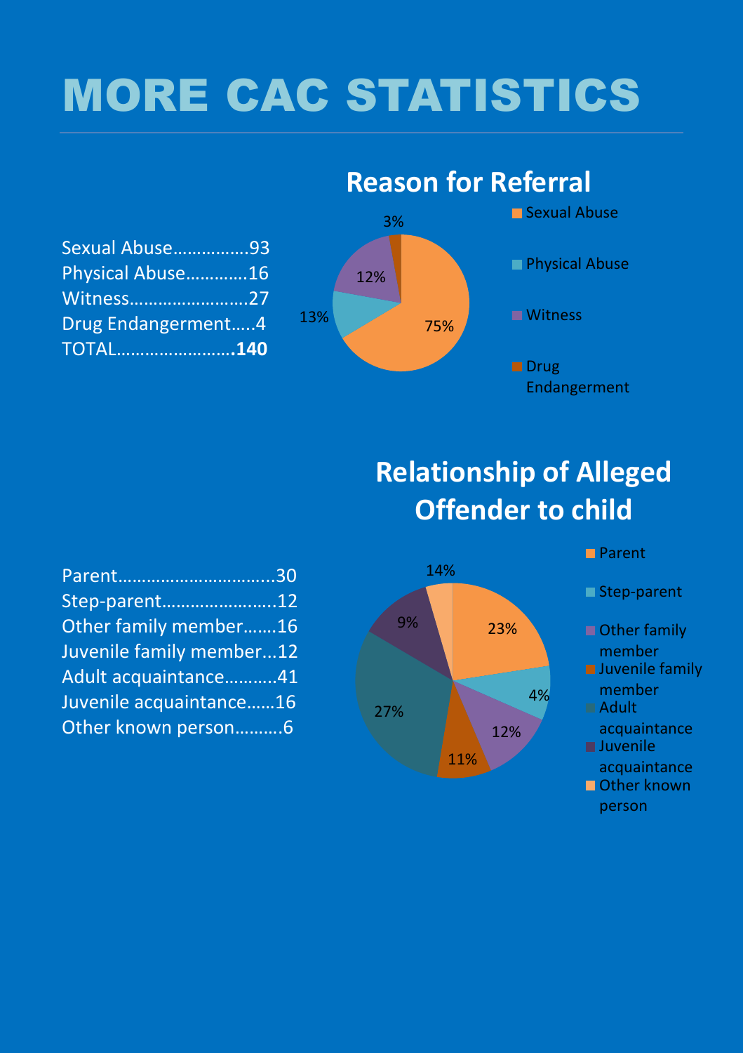# MORE CAC STATISTICS

## Reason for Referral

Sexual Abuse................93
Physical Abuse.............16
Witness.........................27
Drug Endangerment.....4
TOTAL.........................**140**

| Reason for Referral | Percent |
|---|---|
| Sexual Abuse | 75% |
| Physical Abuse | 13% |
| Witness | 12% |
| Drug Endangerment | 3% |

## Relationship of Alleged Offender to child

Parent................................30
Step-parent.........................12
Other family member.......16
Juvenile family member...12
Adult acquaintance...........41
Juvenile acquaintance......16
Other known person..........6

| Relationship | Percent |
|---|---|
| Parent | 23% |
| Step-parent | 4% |
| Other family member | 12% |
| Juvenile family member | 11% |
| Adult acquaintance | 27% |
| Juvenile acquaintance | 9% |
| Other known person | 14% |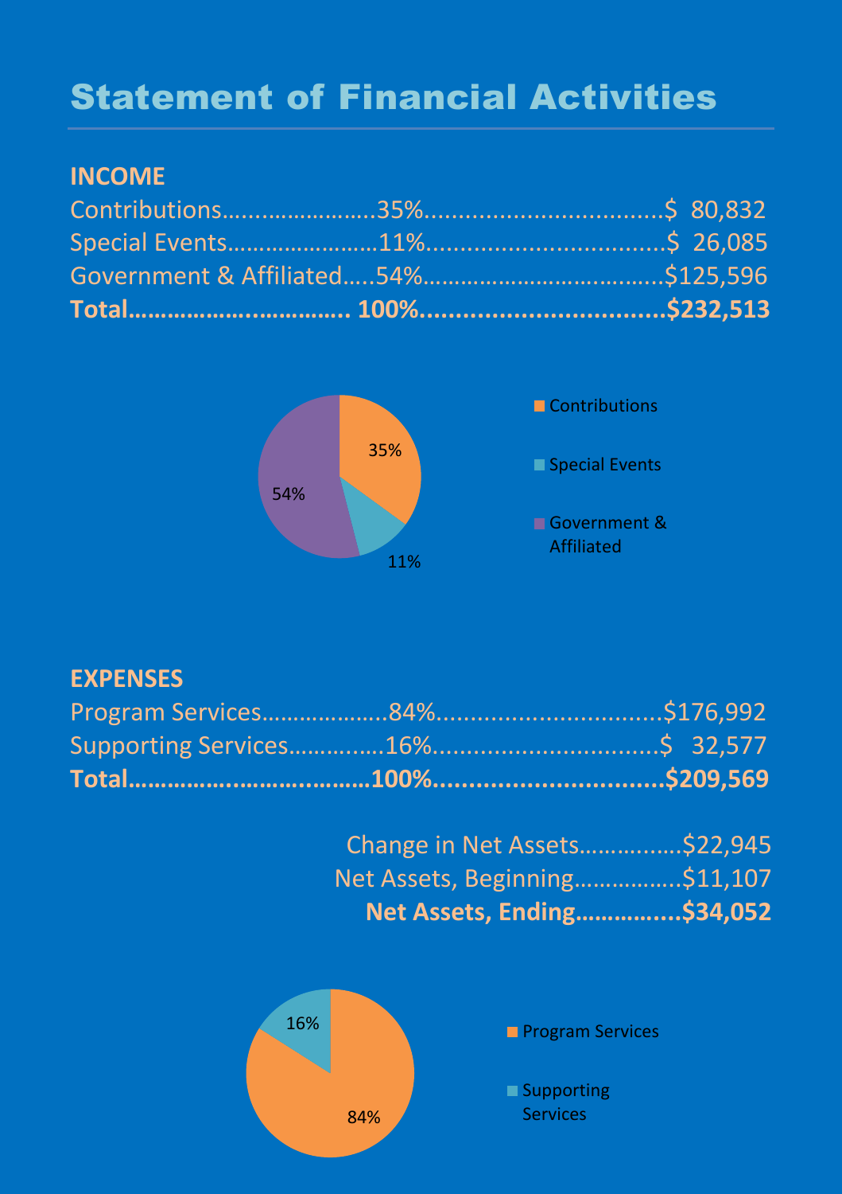# Statement of Financial Activities

## INCOME

| | | |
|---|---|---|
| Contributions | 35% | $ 80,832 |
| Special Events | 11% | $ 26,085 |
| Government & Affiliated | 54% | $125,596 |
| **Total** | **100%** | **$232,513** |

## EXPENSES

| | | |
|---|---|---|
| Program Services | 84% | $176,992 |
| Supporting Services | 16% | $ 32,577 |
| **Total** | **100%** | **$209,569** |

| | |
|---|---|
| Change in Net Assets | $22,945 |
| Net Assets, Beginning | $11,107 |
| **Net Assets, Ending** | **$34,052** |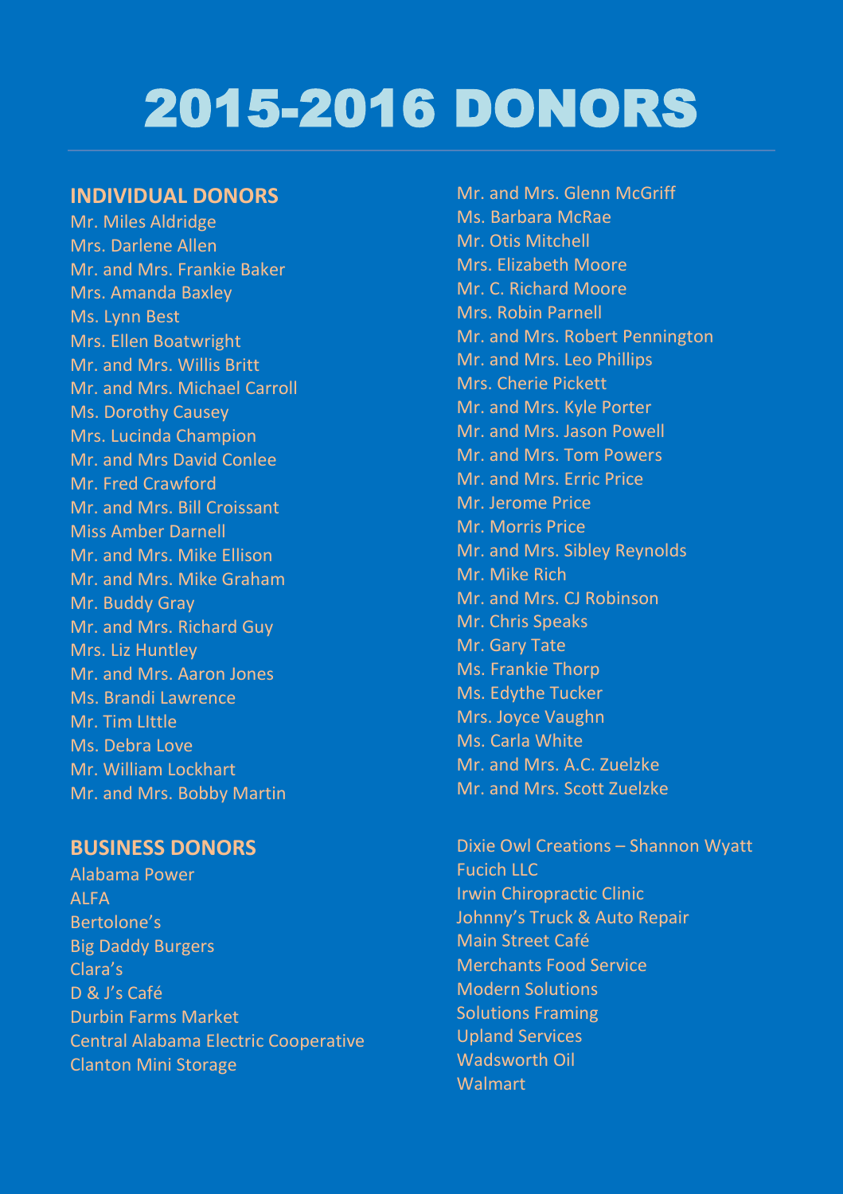# 2015-2016 DONORS

## INDIVIDUAL DONORS

Mr. Miles Aldridge
Mrs. Darlene Allen
Mr. and Mrs. Frankie Baker
Mrs. Amanda Baxley
Ms. Lynn Best
Mrs. Ellen Boatwright
Mr. and Mrs. Willis Britt
Mr. and Mrs. Michael Carroll
Ms. Dorothy Causey
Mrs. Lucinda Champion
Mr. and Mrs David Conlee
Mr. Fred Crawford
Mr. and Mrs. Bill Croissant
Miss Amber Darnell
Mr. and Mrs. Mike Ellison
Mr. and Mrs. Mike Graham
Mr. Buddy Gray
Mr. and Mrs. Richard Guy
Mrs. Liz Huntley
Mr. and Mrs. Aaron Jones
Ms. Brandi Lawrence
Mr. Tim LIttle
Ms. Debra Love
Mr. William Lockhart
Mr. and Mrs. Bobby Martin
Mr. and Mrs. Glenn McGriff
Ms. Barbara McRae
Mr. Otis Mitchell
Mrs. Elizabeth Moore
Mr. C. Richard Moore
Mrs. Robin Parnell
Mr. and Mrs. Robert Pennington
Mr. and Mrs. Leo Phillips
Mrs. Cherie Pickett
Mr. and Mrs. Kyle Porter
Mr. and Mrs. Jason Powell
Mr. and Mrs. Tom Powers
Mr. and Mrs. Erric Price
Mr. Jerome Price
Mr. Morris Price
Mr. and Mrs. Sibley Reynolds
Mr. Mike Rich
Mr. and Mrs. CJ Robinson
Mr. Chris Speaks
Mr. Gary Tate
Ms. Frankie Thorp
Ms. Edythe Tucker
Mrs. Joyce Vaughn
Ms. Carla White
Mr. and Mrs. A.C. Zuelzke
Mr. and Mrs. Scott Zuelzke

## BUSINESS DONORS

Alabama Power
ALFA
Bertolone's
Big Daddy Burgers
Clara's
D & J's Café
Durbin Farms Market
Central Alabama Electric Cooperative
Clanton Mini Storage
Dixie Owl Creations – Shannon Wyatt
Fucich LLC
Irwin Chiropractic Clinic
Johnny's Truck & Auto Repair
Main Street Café
Merchants Food Service
Modern Solutions
Solutions Framing
Upland Services
Wadsworth Oil
Walmart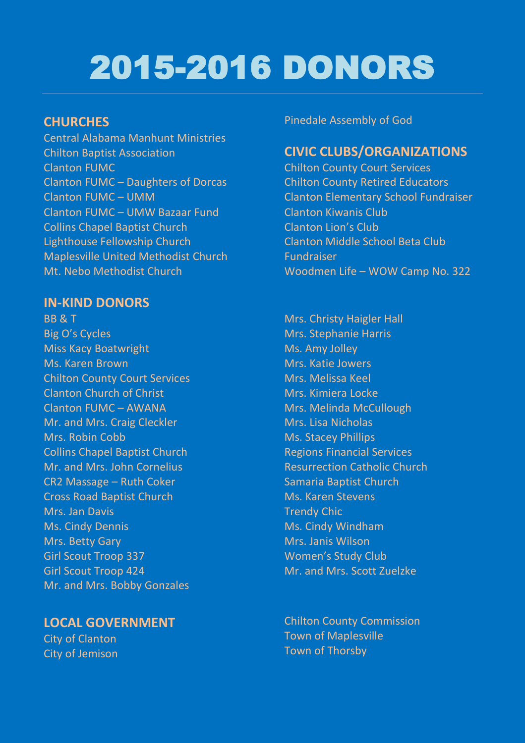# 2015-2016 DONORS

## CHURCHES

Central Alabama Manhunt Ministries
Chilton Baptist Association
Clanton FUMC
Clanton FUMC – Daughters of Dorcas
Clanton FUMC – UMM
Clanton FUMC – UMW Bazaar Fund
Collins Chapel Baptist Church
Lighthouse Fellowship Church
Maplesville United Methodist Church
Mt. Nebo Methodist Church
Pinedale Assembly of God

## CIVIC CLUBS/ORGANIZATIONS

Chilton County Court Services
Chilton County Retired Educators
Clanton Elementary School Fundraiser
Clanton Kiwanis Club
Clanton Lion's Club
Clanton Middle School Beta Club Fundraiser
Woodmen Life – WOW Camp No. 322

## IN-KIND DONORS

BB & T
Big O's Cycles
Miss Kacy Boatwright
Ms. Karen Brown
Chilton County Court Services
Clanton Church of Christ
Clanton FUMC – AWANA
Mr. and Mrs. Craig Cleckler
Mrs. Robin Cobb
Collins Chapel Baptist Church
Mr. and Mrs. John Cornelius
CR2 Massage – Ruth Coker
Cross Road Baptist Church
Mrs. Jan Davis
Ms. Cindy Dennis
Mrs. Betty Gary
Girl Scout Troop 337
Girl Scout Troop 424
Mr. and Mrs. Bobby Gonzales
Mrs. Christy Haigler Hall
Mrs. Stephanie Harris
Ms. Amy Jolley
Mrs. Katie Jowers
Mrs. Melissa Keel
Mrs. Kimiera Locke
Mrs. Melinda McCullough
Mrs. Lisa Nicholas
Ms. Stacey Phillips
Regions Financial Services
Resurrection Catholic Church
Samaria Baptist Church
Ms. Karen Stevens
Trendy Chic
Ms. Cindy Windham
Mrs. Janis Wilson
Women's Study Club
Mr. and Mrs. Scott Zuelzke

## LOCAL GOVERNMENT

City of Clanton
City of Jemison
Chilton County Commission
Town of Maplesville
Town of Thorsby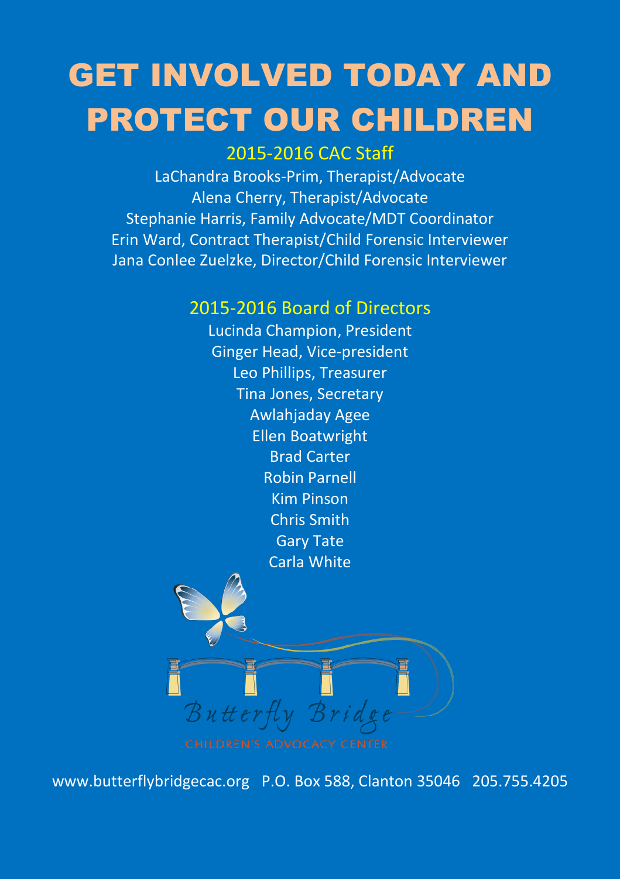# GET INVOLVED TODAY AND PROTECT OUR CHILDREN

## 2015-2016 CAC Staff

LaChandra Brooks-Prim, Therapist/Advocate
Alena Cherry, Therapist/Advocate
Stephanie Harris, Family Advocate/MDT Coordinator
Erin Ward, Contract Therapist/Child Forensic Interviewer
Jana Conlee Zuelzke, Director/Child Forensic Interviewer

## 2015-2016 Board of Directors

Lucinda Champion, President
Ginger Head, Vice-president
Leo Phillips, Treasurer
Tina Jones, Secretary
Awlahjaday Agee
Ellen Boatwright
Brad Carter
Robin Parnell
Kim Pinson
Chris Smith
Gary Tate
Carla White

Butterfly Bridge
CHILDREN'S ADVOCACY CENTER

www.butterflybridgecac.org P.O. Box 588, Clanton 35046 205.755.4205